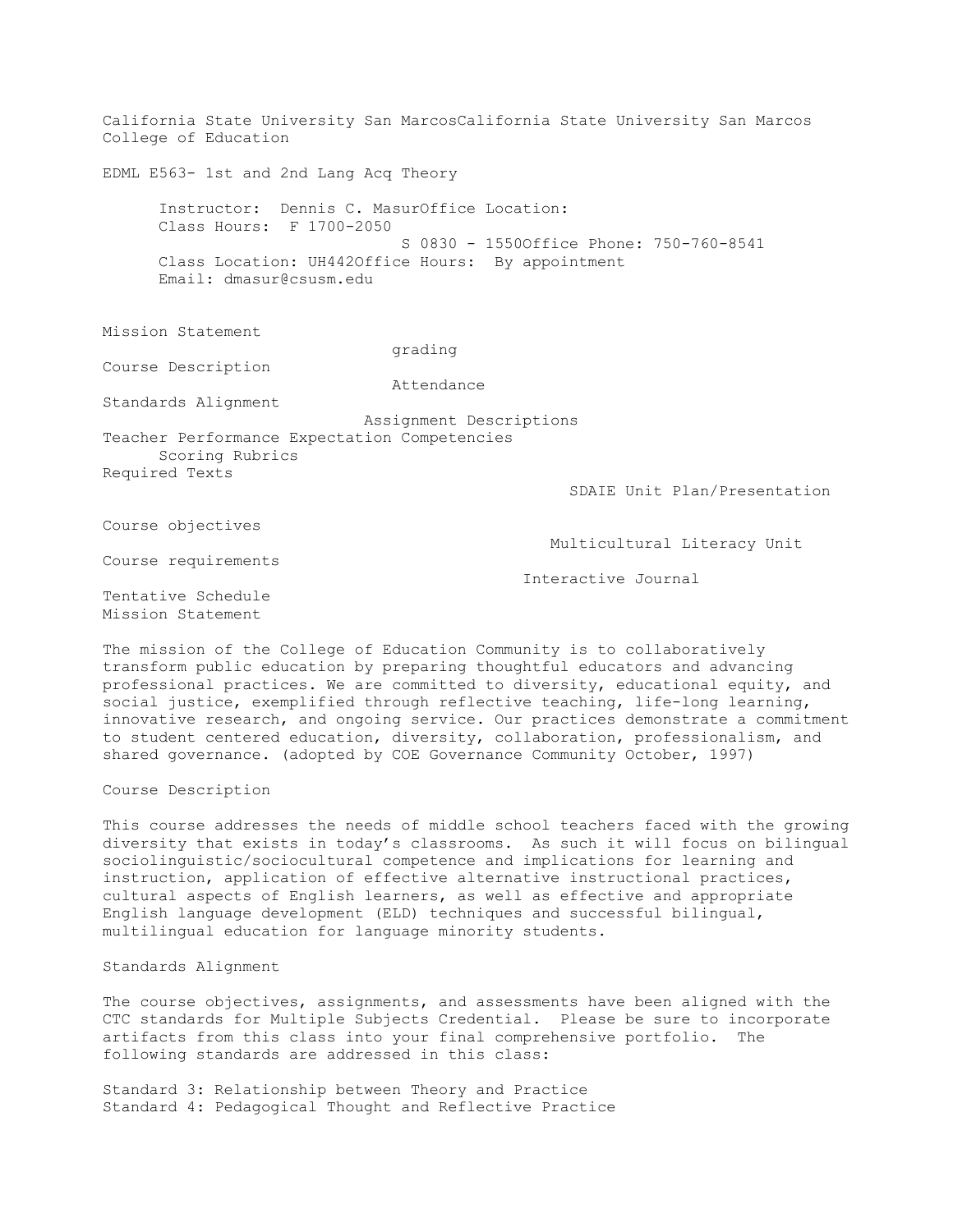California State University San MarcosCalifornia State University San Marcos
College of Education

EDML E563- 1st and 2nd Lang Acq Theory

Instructor: Dennis C. Masur
Office Location:
Class Hours: F 1700-2050
S 0830 - 1550
Office Phone: 750-760-8541
Class Location: UH442
Office Hours: By appointment
Email: dmasur@csusm.edu

- Mission Statement
- grading
- Course Description
- Attendance
- Standards Alignment
- Assignment Descriptions
- Teacher Performance Expectation Competencies
- Scoring Rubrics
- Required Texts
- SDAIE Unit Plan/Presentation
- Course objectives
- Multicultural Literacy Unit
- Course requirements
- Interactive Journal
- Tentative Schedule

## Mission Statement

The mission of the College of Education Community is to collaboratively transform public education by preparing thoughtful educators and advancing professional practices. We are committed to diversity, educational equity, and social justice, exemplified through reflective teaching, life-long learning, innovative research, and ongoing service. Our practices demonstrate a commitment to student centered education, diversity, collaboration, professionalism, and shared governance. (adopted by COE Governance Community October, 1997)

## Course Description

This course addresses the needs of middle school teachers faced with the growing diversity that exists in today's classrooms. As such it will focus on bilingual sociolinguistic/sociocultural competence and implications for learning and instruction, application of effective alternative instructional practices, cultural aspects of English learners, as well as effective and appropriate English language development (ELD) techniques and successful bilingual, multilingual education for language minority students.

## Standards Alignment

The course objectives, assignments, and assessments have been aligned with the CTC standards for Multiple Subjects Credential. Please be sure to incorporate artifacts from this class into your final comprehensive portfolio. The following standards are addressed in this class:

Standard 3: Relationship between Theory and Practice
Standard 4: Pedagogical Thought and Reflective Practice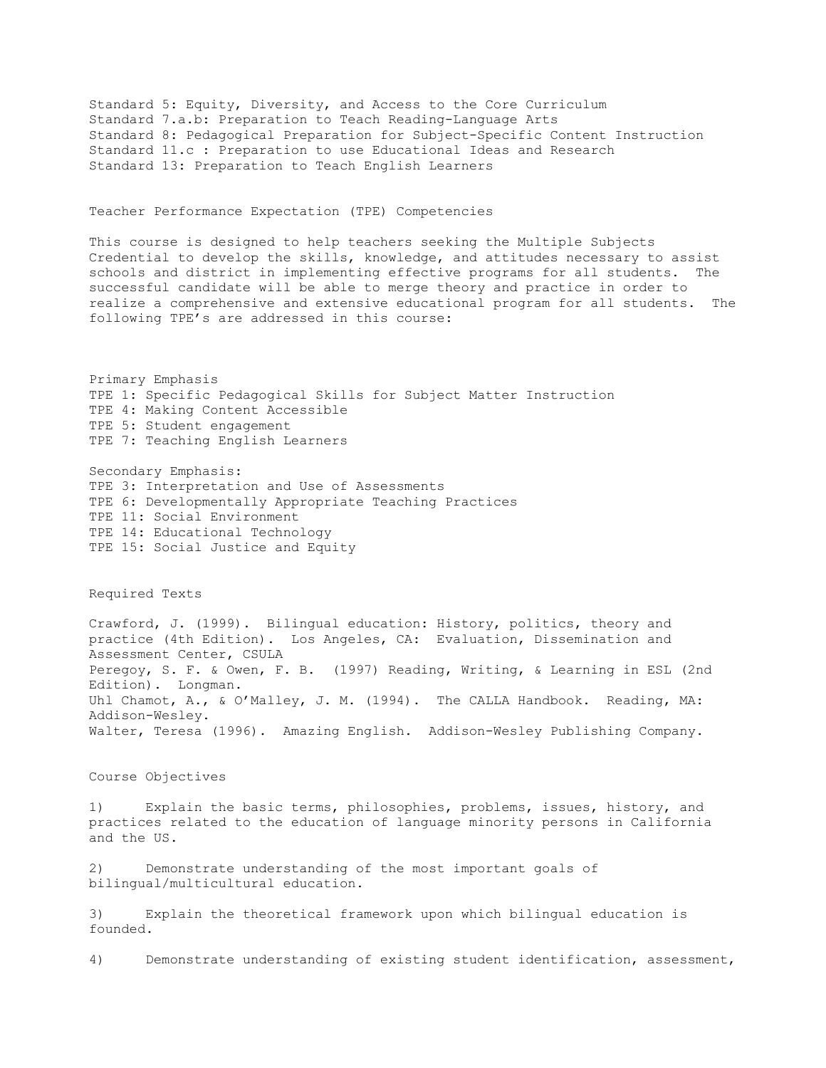Standard 5: Equity, Diversity, and Access to the Core Curriculum
Standard 7.a.b: Preparation to Teach Reading-Language Arts
Standard 8: Pedagogical Preparation for Subject-Specific Content Instruction
Standard 11.c : Preparation to use Educational Ideas and Research
Standard 13: Preparation to Teach English Learners

## Teacher Performance Expectation (TPE) Competencies

This course is designed to help teachers seeking the Multiple Subjects Credential to develop the skills, knowledge, and attitudes necessary to assist schools and district in implementing effective programs for all students. The successful candidate will be able to merge theory and practice in order to realize a comprehensive and extensive educational program for all students. The following TPE's are addressed in this course:

Primary Emphasis
TPE 1: Specific Pedagogical Skills for Subject Matter Instruction
TPE 4: Making Content Accessible
TPE 5: Student engagement
TPE 7: Teaching English Learners

Secondary Emphasis:
TPE 3: Interpretation and Use of Assessments
TPE 6: Developmentally Appropriate Teaching Practices
TPE 11: Social Environment
TPE 14: Educational Technology
TPE 15: Social Justice and Equity

## Required Texts

Crawford, J. (1999). Bilingual education: History, politics, theory and practice (4th Edition). Los Angeles, CA: Evaluation, Dissemination and Assessment Center, CSULA
Peregoy, S. F. & Owen, F. B. (1997) Reading, Writing, & Learning in ESL (2nd Edition). Longman.
Uhl Chamot, A., & O'Malley, J. M. (1994). The CALLA Handbook. Reading, MA: Addison-Wesley.
Walter, Teresa (1996). Amazing English. Addison-Wesley Publishing Company.

## Course Objectives

1) Explain the basic terms, philosophies, problems, issues, history, and practices related to the education of language minority persons in California and the US.

2) Demonstrate understanding of the most important goals of bilingual/multicultural education.

3) Explain the theoretical framework upon which bilingual education is founded.

4) Demonstrate understanding of existing student identification, assessment,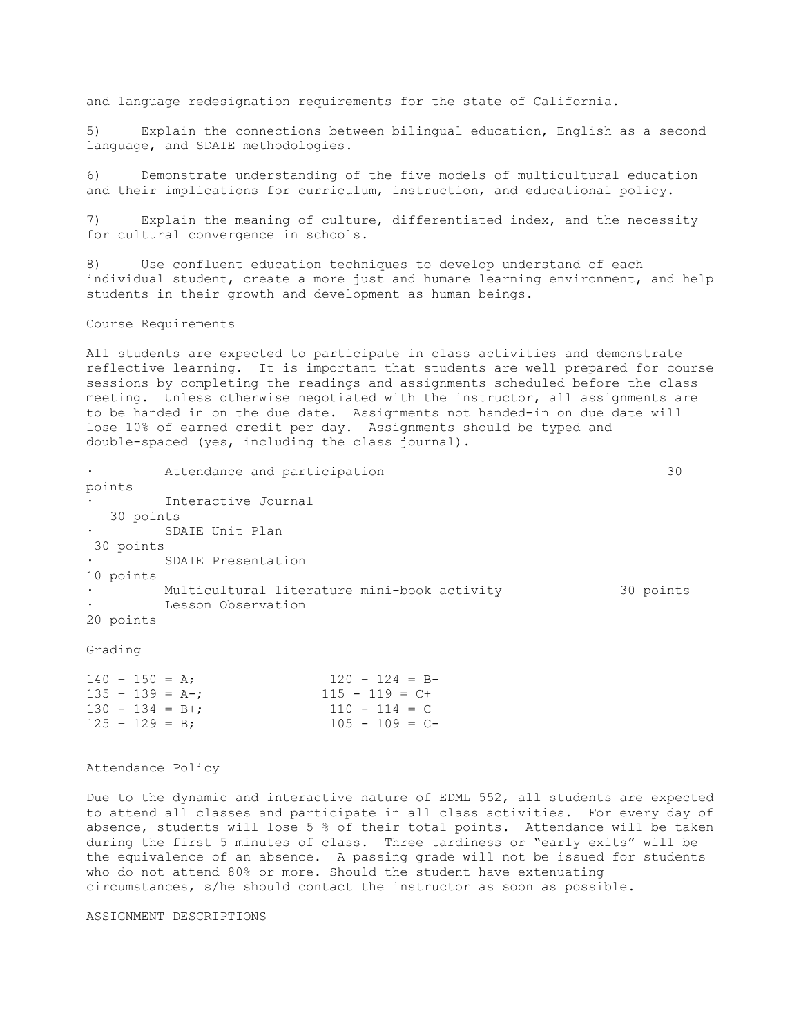and language redesignation requirements for the state of California.

5) Explain the connections between bilingual education, English as a second language, and SDAIE methodologies.

6) Demonstrate understanding of the five models of multicultural education and their implications for curriculum, instruction, and educational policy.

7) Explain the meaning of culture, differentiated index, and the necessity for cultural convergence in schools.

8) Use confluent education techniques to develop understand of each individual student, create a more just and humane learning environment, and help students in their growth and development as human beings.

## Course Requirements

All students are expected to participate in class activities and demonstrate reflective learning. It is important that students are well prepared for course sessions by completing the readings and assignments scheduled before the class meeting. Unless otherwise negotiated with the instructor, all assignments are to be handed in on the due date. Assignments not handed-in on due date will lose 10% of earned credit per day. Assignments should be typed and double-spaced (yes, including the class journal).

- Attendance and participation 30 points
- Interactive Journal 30 points
- SDAIE Unit Plan 30 points
- SDAIE Presentation 10 points
- Multicultural literature mini-book activity 30 points
- Lesson Observation 20 points

## Grading

| | |
|---|---|
| 140 – 150 = A; | 120 – 124 = B- |
| 135 - 139 = A-; | 115 - 119 = C+ |
| 130 - 134 = B+; | 110 - 114 = C |
| 125 - 129 = B; | 105 - 109 = C- |

## Attendance Policy

Due to the dynamic and interactive nature of EDML 552, all students are expected to attend all classes and participate in all class activities. For every day of absence, students will lose 5 % of their total points. Attendance will be taken during the first 5 minutes of class. Three tardiness or "early exits" will be the equivalence of an absence. A passing grade will not be issued for students who do not attend 80% or more. Should the student have extenuating circumstances, s/he should contact the instructor as soon as possible.

## ASSIGNMENT DESCRIPTIONS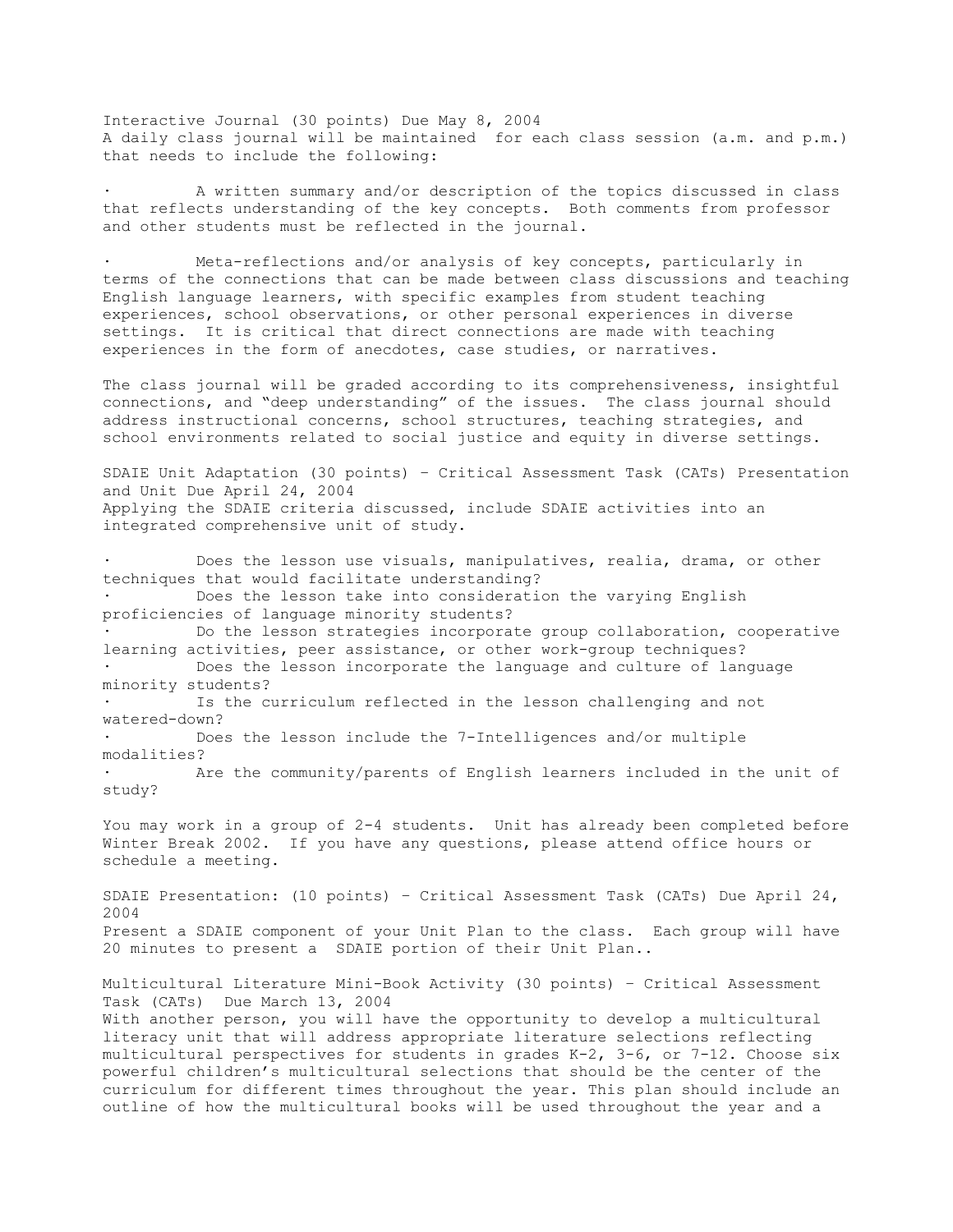Interactive Journal (30 points) Due May 8, 2004
A daily class journal will be maintained for each class session (a.m. and p.m.) that needs to include the following:

- A written summary and/or description of the topics discussed in class that reflects understanding of the key concepts. Both comments from professor and other students must be reflected in the journal.

- Meta-reflections and/or analysis of key concepts, particularly in terms of the connections that can be made between class discussions and teaching English language learners, with specific examples from student teaching experiences, school observations, or other personal experiences in diverse settings. It is critical that direct connections are made with teaching experiences in the form of anecdotes, case studies, or narratives.

The class journal will be graded according to its comprehensiveness, insightful connections, and "deep understanding" of the issues. The class journal should address instructional concerns, school structures, teaching strategies, and school environments related to social justice and equity in diverse settings.

SDAIE Unit Adaptation (30 points) – Critical Assessment Task (CATs) Presentation and Unit Due April 24, 2004
Applying the SDAIE criteria discussed, include SDAIE activities into an integrated comprehensive unit of study.

- Does the lesson use visuals, manipulatives, realia, drama, or other techniques that would facilitate understanding?
- Does the lesson take into consideration the varying English proficiencies of language minority students?
- Do the lesson strategies incorporate group collaboration, cooperative learning activities, peer assistance, or other work-group techniques?
- Does the lesson incorporate the language and culture of language minority students?
- Is the curriculum reflected in the lesson challenging and not watered-down?
- Does the lesson include the 7-Intelligences and/or multiple modalities?
- Are the community/parents of English learners included in the unit of study?

You may work in a group of 2-4 students. Unit has already been completed before Winter Break 2002. If you have any questions, please attend office hours or schedule a meeting.

SDAIE Presentation: (10 points) – Critical Assessment Task (CATs) Due April 24, 2004
Present a SDAIE component of your Unit Plan to the class. Each group will have 20 minutes to present a SDAIE portion of their Unit Plan..

Multicultural Literature Mini-Book Activity (30 points) – Critical Assessment Task (CATs) Due March 13, 2004
With another person, you will have the opportunity to develop a multicultural literacy unit that will address appropriate literature selections reflecting multicultural perspectives for students in grades K-2, 3-6, or 7-12. Choose six powerful children's multicultural selections that should be the center of the curriculum for different times throughout the year. This plan should include an outline of how the multicultural books will be used throughout the year and a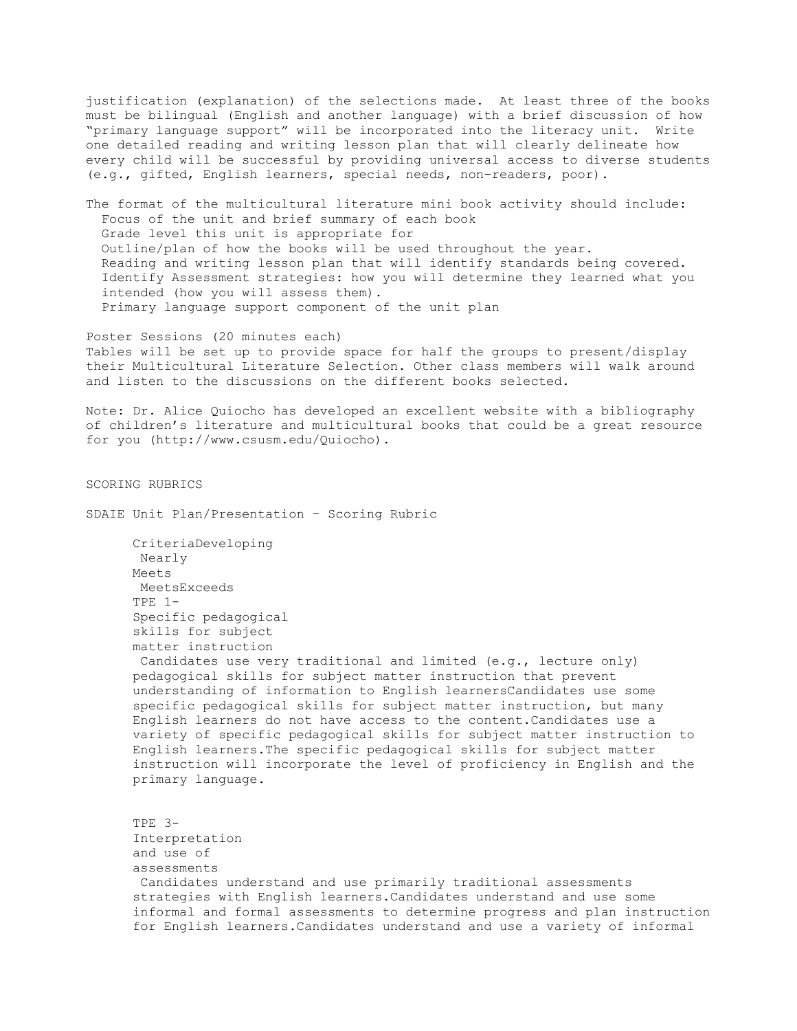justification (explanation) of the selections made. At least three of the books must be bilingual (English and another language) with a brief discussion of how "primary language support" will be incorporated into the literacy unit. Write one detailed reading and writing lesson plan that will clearly delineate how every child will be successful by providing universal access to diverse students (e.g., gifted, English learners, special needs, non-readers, poor).

The format of the multicultural literature mini book activity should include:

- Focus of the unit and brief summary of each book
- Grade level this unit is appropriate for
- Outline/plan of how the books will be used throughout the year.
- Reading and writing lesson plan that will identify standards being covered.
- Identify Assessment strategies: how you will determine they learned what you intended (how you will assess them).
- Primary language support component of the unit plan

Poster Sessions (20 minutes each)
Tables will be set up to provide space for half the groups to present/display their Multicultural Literature Selection. Other class members will walk around and listen to the discussions on the different books selected.

Note: Dr. Alice Quiocho has developed an excellent website with a bibliography of children's literature and multicultural books that could be a great resource for you (http://www.csusm.edu/Quiocho).

## SCORING RUBRICS

### SDAIE Unit Plan/Presentation – Scoring Rubric

| Criteria | Developing | Nearly Meets | Meets | Exceeds |
|---|---|---|---|---|
| TPE 1- Specific pedagogical skills for subject matter instruction | Candidates use very traditional and limited (e.g., lecture only) pedagogical skills for subject matter instruction that prevent understanding of information to English learners | Candidates use some specific pedagogical skills for subject matter instruction, but many English learners do not have access to the content. | Candidates use a variety of specific pedagogical skills for subject matter instruction to English learners. | The specific pedagogical skills for subject matter instruction will incorporate the level of proficiency in English and the primary language. |
| TPE 3- Interpretation and use of assessments | Candidates understand and use primarily traditional assessments strategies with English learners. | Candidates understand and use some informal and formal assessments to determine progress and plan instruction for English learners. | Candidates understand and use a variety of informal | |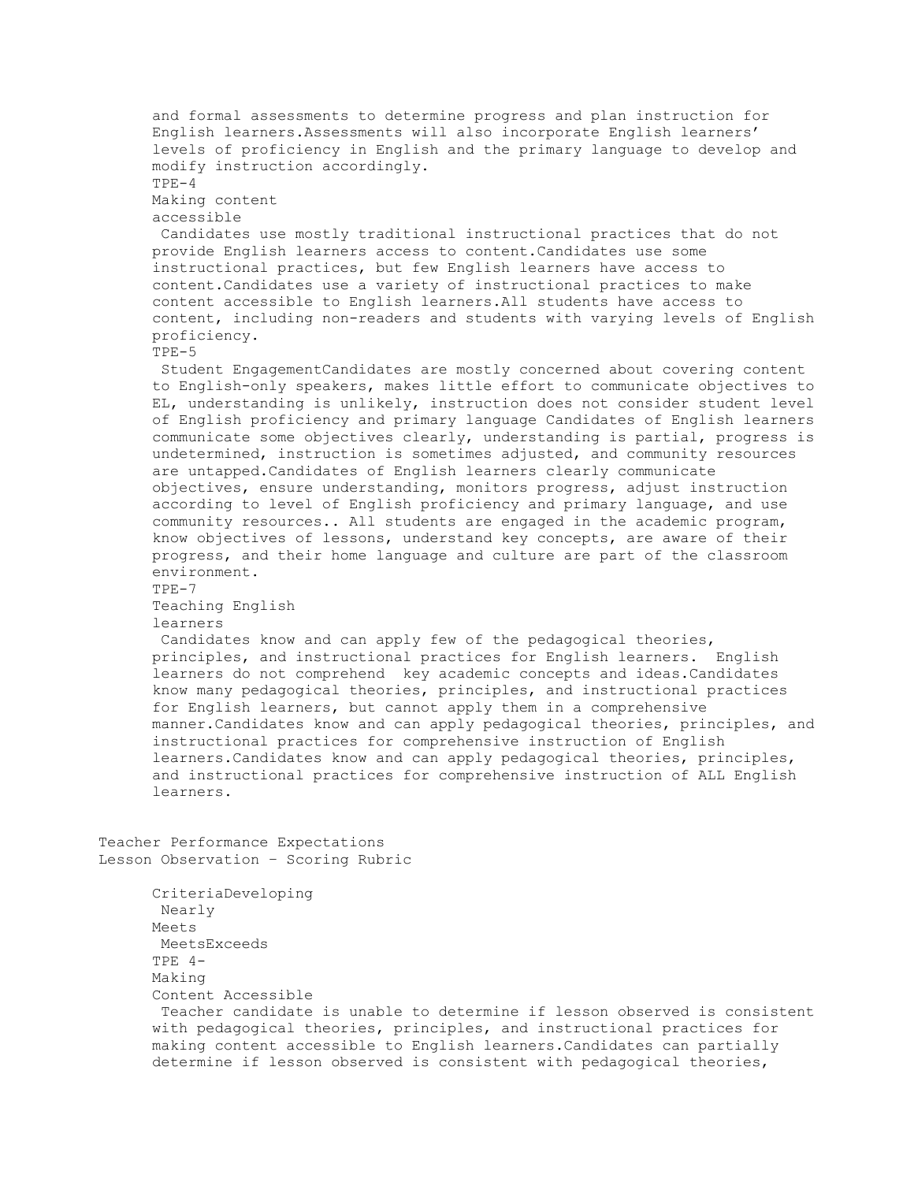and formal assessments to determine progress and plan instruction for English learners.Assessments will also incorporate English learners' levels of proficiency in English and the primary language to develop and modify instruction accordingly.

TPE-4

Making content accessible

Candidates use mostly traditional instructional practices that do not provide English learners access to content.Candidates use some instructional practices, but few English learners have access to content.Candidates use a variety of instructional practices to make content accessible to English learners.All students have access to content, including non-readers and students with varying levels of English proficiency.

TPE-5

Student EngagementCandidates are mostly concerned about covering content to English-only speakers, makes little effort to communicate objectives to EL, understanding is unlikely, instruction does not consider student level of English proficiency and primary language Candidates of English learners communicate some objectives clearly, understanding is partial, progress is undetermined, instruction is sometimes adjusted, and community resources are untapped.Candidates of English learners clearly communicate objectives, ensure understanding, monitors progress, adjust instruction according to level of English proficiency and primary language, and use community resources.. All students are engaged in the academic program, know objectives of lessons, understand key concepts, are aware of their progress, and their home language and culture are part of the classroom environment.

TPE-7

Teaching English learners

Candidates know and can apply few of the pedagogical theories, principles, and instructional practices for English learners. English learners do not comprehend key academic concepts and ideas.Candidates know many pedagogical theories, principles, and instructional practices for English learners, but cannot apply them in a comprehensive manner.Candidates know and can apply pedagogical theories, principles, and instructional practices for comprehensive instruction of English learners.Candidates know and can apply pedagogical theories, principles, and instructional practices for comprehensive instruction of ALL English learners.

Teacher Performance Expectations
Lesson Observation – Scoring Rubric

CriteriaDeveloping
Nearly
Meets
MeetsExceeds

TPE 4-
Making
Content Accessible

Teacher candidate is unable to determine if lesson observed is consistent with pedagogical theories, principles, and instructional practices for making content accessible to English learners.Candidates can partially determine if lesson observed is consistent with pedagogical theories,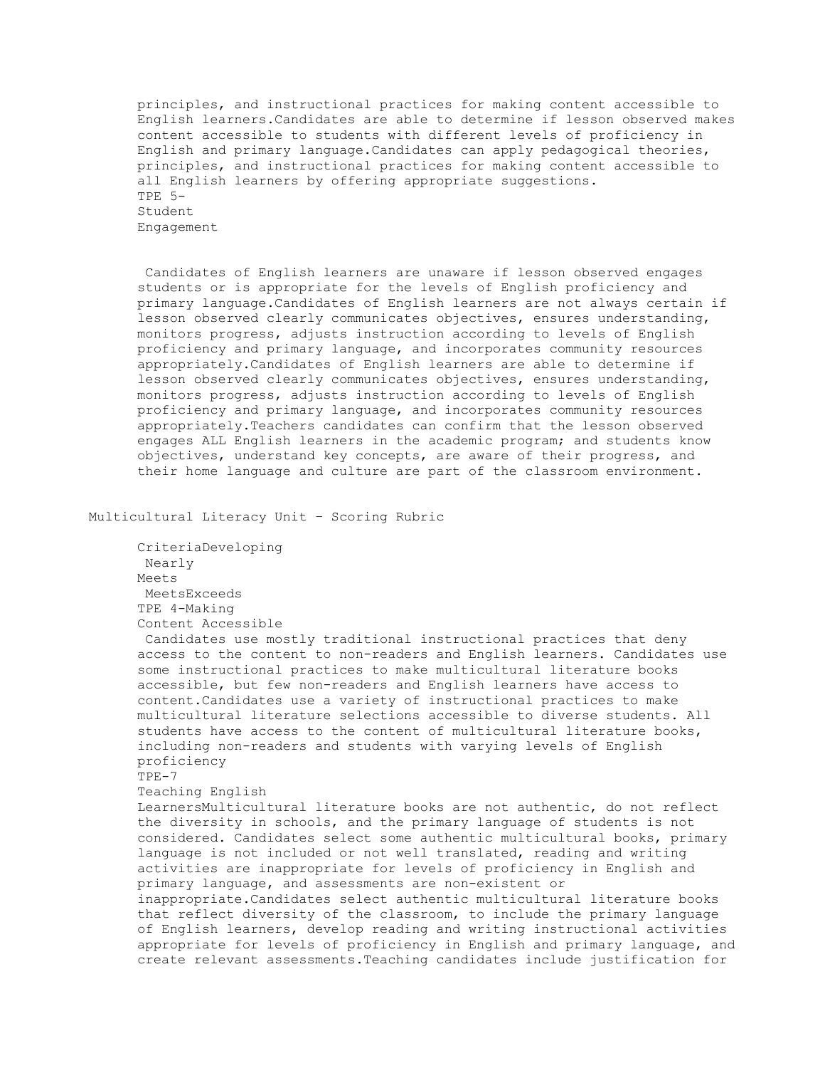principles, and instructional practices for making content accessible to English learners.Candidates are able to determine if lesson observed makes content accessible to students with different levels of proficiency in English and primary language.Candidates can apply pedagogical theories, principles, and instructional practices for making content accessible to all English learners by offering appropriate suggestions.

TPE 5-
Student
Engagement

Candidates of English learners are unaware if lesson observed engages students or is appropriate for the levels of English proficiency and primary language.Candidates of English learners are not always certain if lesson observed clearly communicates objectives, ensures understanding, monitors progress, adjusts instruction according to levels of English proficiency and primary language, and incorporates community resources appropriately.Candidates of English learners are able to determine if lesson observed clearly communicates objectives, ensures understanding, monitors progress, adjusts instruction according to levels of English proficiency and primary language, and incorporates community resources appropriately.Teachers candidates can confirm that the lesson observed engages ALL English learners in the academic program; and students know objectives, understand key concepts, are aware of their progress, and their home language and culture are part of the classroom environment.

Multicultural Literacy Unit – Scoring Rubric

CriteriaDeveloping
Nearly
Meets
MeetsExceeds

TPE 4-Making
Content Accessible

Candidates use mostly traditional instructional practices that deny access to the content to non-readers and English learners. Candidates use some instructional practices to make multicultural literature books accessible, but few non-readers and English learners have access to content.Candidates use a variety of instructional practices to make multicultural literature selections accessible to diverse students. All students have access to the content of multicultural literature books, including non-readers and students with varying levels of English proficiency

TPE-7
Teaching English
LearnersMulticultural literature books are not authentic, do not reflect the diversity in schools, and the primary language of students is not considered. Candidates select some authentic multicultural books, primary language is not included or not well translated, reading and writing activities are inappropriate for levels of proficiency in English and primary language, and assessments are non-existent or inappropriate.Candidates select authentic multicultural literature books that reflect diversity of the classroom, to include the primary language of English learners, develop reading and writing instructional activities appropriate for levels of proficiency in English and primary language, and create relevant assessments.Teaching candidates include justification for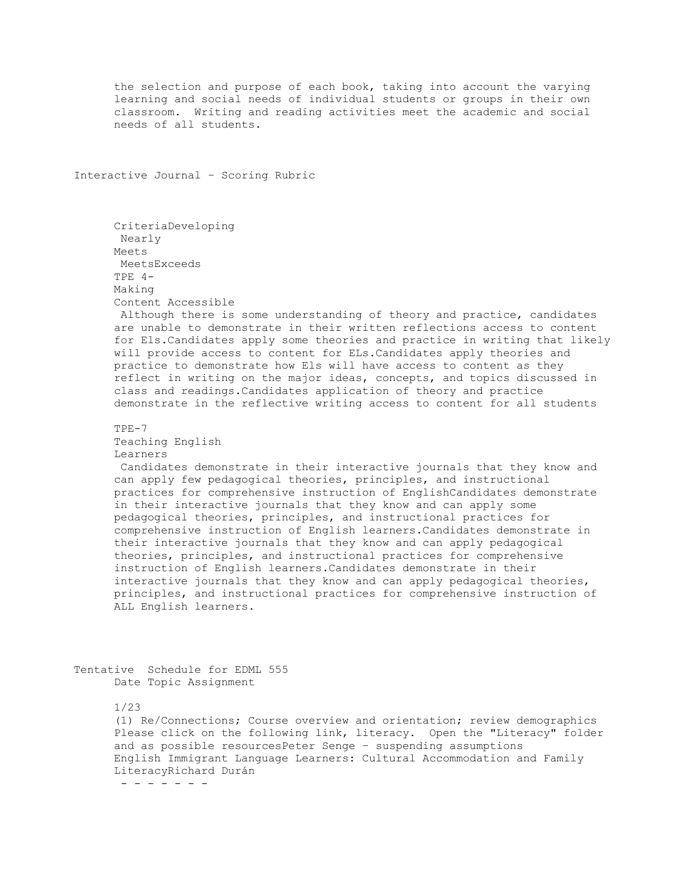the selection and purpose of each book, taking into account the varying learning and social needs of individual students or groups in their own classroom. Writing and reading activities meet the academic and social needs of all students.

## Interactive Journal – Scoring Rubric

| Criteria | Developing | Nearly Meets | Meets | Exceeds |
|---|---|---|---|---|
| TPE 4- Making Content Accessible | Although there is some understanding of theory and practice, candidates are unable to demonstrate in their written reflections access to content for Els. | Candidates apply some theories and practice in writing that likely will provide access to content for ELs. | Candidates apply theories and practice to demonstrate how Els will have access to content as they reflect in writing on the major ideas, concepts, and topics discussed in class and readings. | Candidates application of theory and practice demonstrate in the reflective writing access to content for all students |
| TPE-7 Teaching English Learners | Candidates demonstrate in their interactive journals that they know and can apply few pedagogical theories, principles, and instructional practices for comprehensive instruction of English | Candidates demonstrate in their interactive journals that they know and can apply some pedagogical theories, principles, and instructional practices for comprehensive instruction of English learners. | Candidates demonstrate in their interactive journals that they know and can apply pedagogical theories, principles, and instructional practices for comprehensive instruction of English learners. | Candidates demonstrate in their interactive journals that they know and can apply pedagogical theories, principles, and instructional practices for comprehensive instruction of ALL English learners. |

## Tentative Schedule for EDML 555

| Date | Topic | Assignment |
|---|---|---|
| 1/23 | (1) Re/Connections; Course overview and orientation; review demographics Please click on the following link, literacy. Open the "Literacy" folder and as possible resources | Peter Senge – suspending assumptions<br>English Immigrant Language Learners: Cultural Accommodation and Family Literacy Richard Durán |

- - - - - - -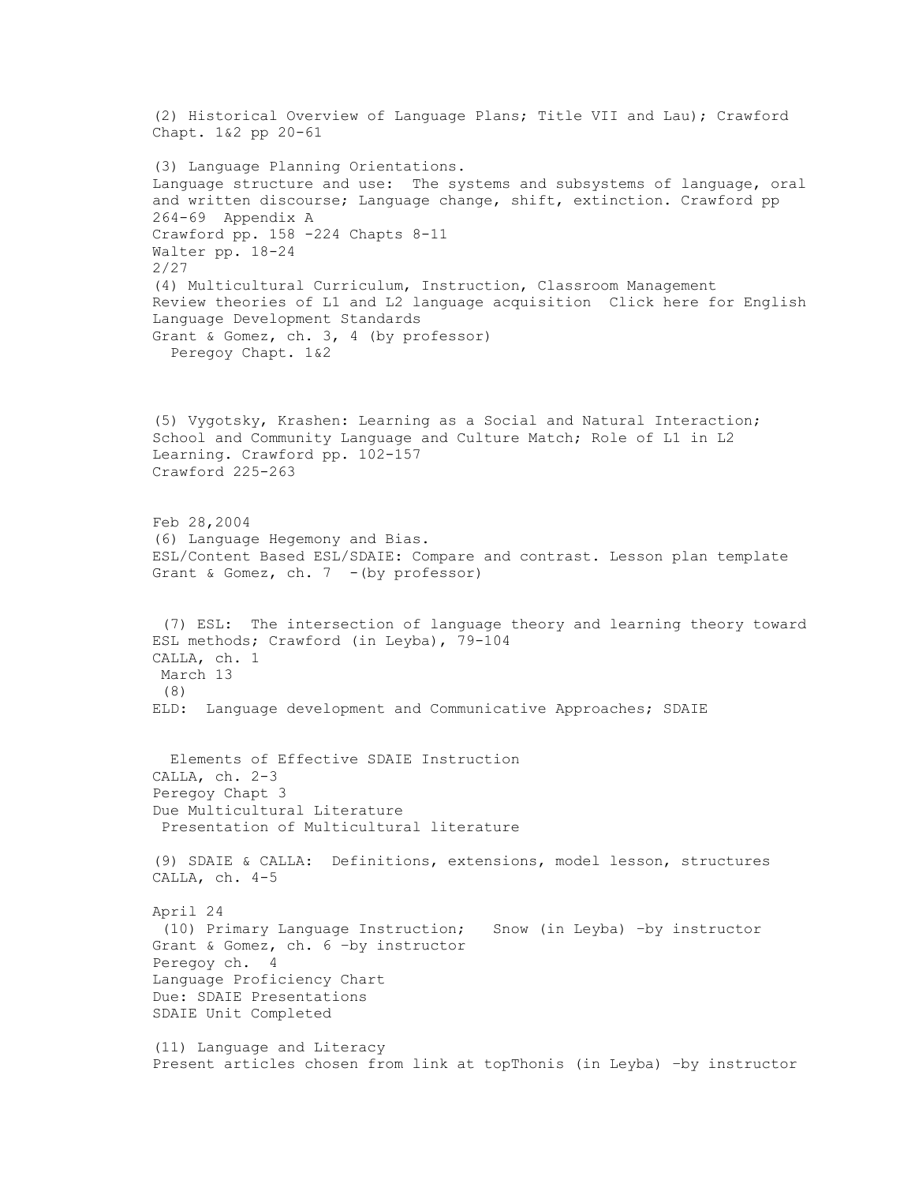(2) Historical Overview of Language Plans; Title VII and Lau); Crawford Chapt. 1&2 pp 20-61

(3) Language Planning Orientations.
Language structure and use: The systems and subsystems of language, oral and written discourse; Language change, shift, extinction. Crawford pp 264-69 Appendix A
Crawford pp. 158 -224 Chapts 8-11
Walter pp. 18-24
2/27
(4) Multicultural Curriculum, Instruction, Classroom Management
Review theories of L1 and L2 language acquisition Click here for English Language Development Standards
Grant & Gomez, ch. 3, 4 (by professor)
Peregoy Chapt. 1&2

(5) Vygotsky, Krashen: Learning as a Social and Natural Interaction; School and Community Language and Culture Match; Role of L1 in L2 Learning. Crawford pp. 102-157
Crawford 225-263

Feb 28,2004
(6) Language Hegemony and Bias.
ESL/Content Based ESL/SDAIE: Compare and contrast. Lesson plan template
Grant & Gomez, ch. 7 -(by professor)

(7) ESL: The intersection of language theory and learning theory toward ESL methods; Crawford (in Leyba), 79-104
CALLA, ch. 1
March 13
(8)
ELD: Language development and Communicative Approaches; SDAIE

Elements of Effective SDAIE Instruction
CALLA, ch. 2-3
Peregoy Chapt 3
Due Multicultural Literature
Presentation of Multicultural literature

(9) SDAIE & CALLA: Definitions, extensions, model lesson, structures
CALLA, ch. 4-5

April 24
(10) Primary Language Instruction; Snow (in Leyba) –by instructor
Grant & Gomez, ch. 6 –by instructor
Peregoy ch. 4
Language Proficiency Chart
Due: SDAIE Presentations
SDAIE Unit Completed

(11) Language and Literacy
Present articles chosen from link at topThonis (in Leyba) –by instructor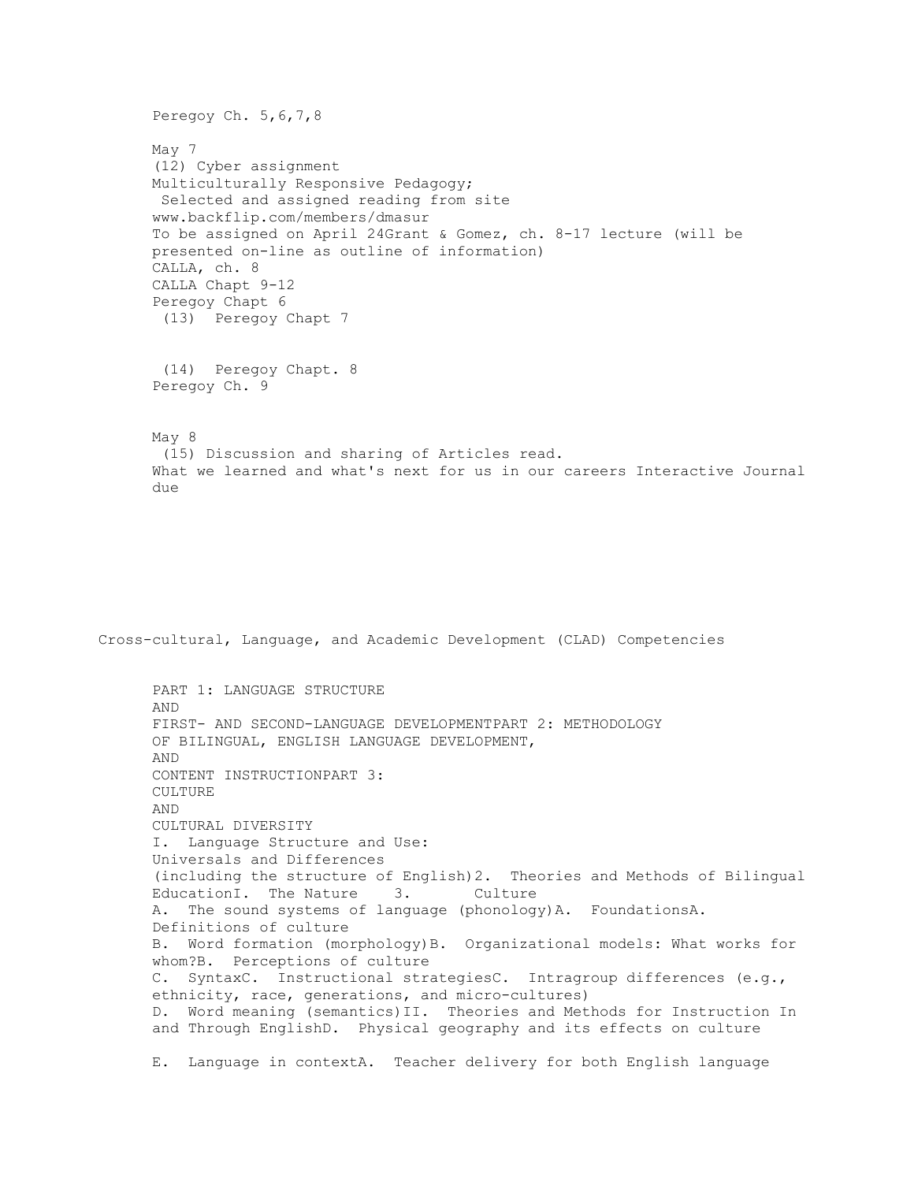Peregoy Ch. 5,6,7,8

May 7
(12) Cyber assignment
Multiculturally Responsive Pedagogy;
Selected and assigned reading from site
www.backflip.com/members/dmasur
To be assigned on April 24Grant & Gomez, ch. 8-17 lecture (will be presented on-line as outline of information)
CALLA, ch. 8
CALLA Chapt 9-12
Peregoy Chapt 6
(13) Peregoy Chapt 7

(14) Peregoy Chapt. 8
Peregoy Ch. 9

May 8
(15) Discussion and sharing of Articles read.
What we learned and what's next for us in our careers Interactive Journal due

Cross-cultural, Language, and Academic Development (CLAD) Competencies

PART 1: LANGUAGE STRUCTURE
AND
FIRST- AND SECOND-LANGUAGE DEVELOPMENTPART 2: METHODOLOGY
OF BILINGUAL, ENGLISH LANGUAGE DEVELOPMENT,
AND
CONTENT INSTRUCTIONPART 3:
CULTURE
AND
CULTURAL DIVERSITY
I. Language Structure and Use:
Universals and Differences
(including the structure of English)2. Theories and Methods of Bilingual EducationI. The Nature 3. Culture
A. The sound systems of language (phonology)A. FoundationsA. Definitions of culture
B. Word formation (morphology)B. Organizational models: What works for whom?B. Perceptions of culture
C. SyntaxC. Instructional strategiesC. Intragroup differences (e.g., ethnicity, race, generations, and micro-cultures)
D. Word meaning (semantics)II. Theories and Methods for Instruction In and Through EnglishD. Physical geography and its effects on culture

E. Language in contextA. Teacher delivery for both English language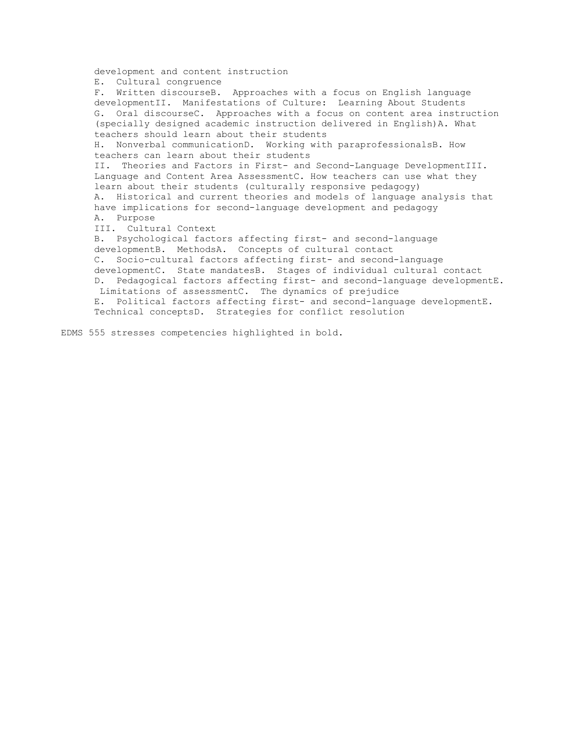development and content instruction

E. Cultural congruence

F. Written discourseB. Approaches with a focus on English language developmentII. Manifestations of Culture: Learning About Students

G. Oral discourseC. Approaches with a focus on content area instruction (specially designed academic instruction delivered in English)A. What teachers should learn about their students

H. Nonverbal communicationD. Working with paraprofessionalsB. How teachers can learn about their students

II. Theories and Factors in First- and Second-Language DevelopmentIII. Language and Content Area AssessmentC. How teachers can use what they learn about their students (culturally responsive pedagogy)

A. Historical and current theories and models of language analysis that have implications for second-language development and pedagogy

A. Purpose

III. Cultural Context

B. Psychological factors affecting first- and second-language developmentB. MethodsA. Concepts of cultural contact

C. Socio-cultural factors affecting first- and second-language developmentC. State mandatesB. Stages of individual cultural contact

D. Pedagogical factors affecting first- and second-language developmentE. Limitations of assessmentC. The dynamics of prejudice

E. Political factors affecting first- and second-language developmentE. Technical conceptsD. Strategies for conflict resolution

EDMS 555 stresses competencies highlighted in bold.